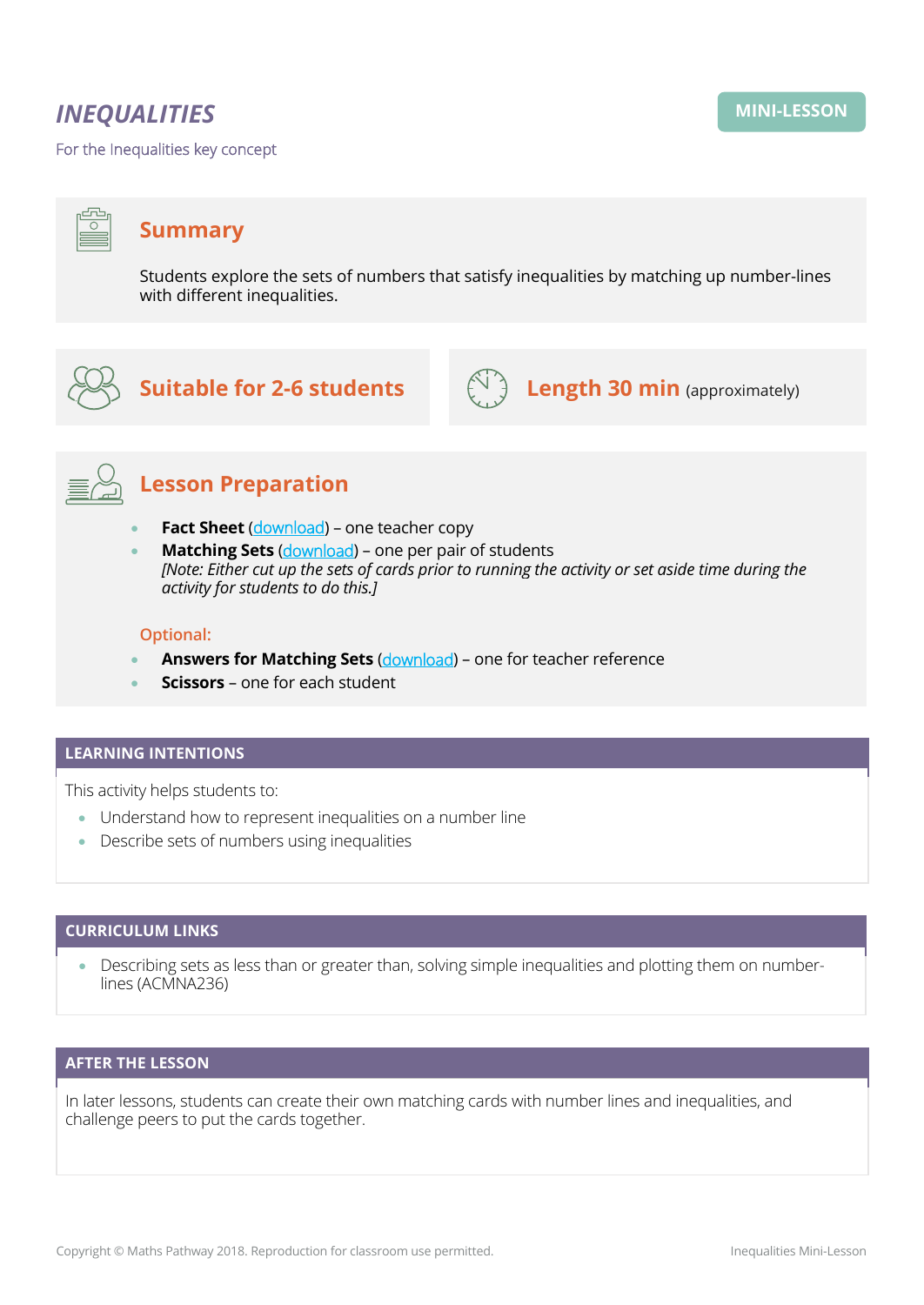# *INEQUALITIES*

MINI-LESSON

For the Inequalities key concept

## Summary

Students explore the sets of numbers that satisfy inequalities by matching up number-lines with different inequalities.

## Suitable for 2-6 students

## Length 30 min (approximately)

## Lesson Preparation

- **Fact Sheet** (download) – one teacher copy
- **Matching Sets** (download) – one per pair of students
  *[Note: Either cut up the sets of cards prior to running the activity or set aside time during the activity for students to do this.]*

Optional:

- **Answers for Matching Sets** (download) – one for teacher reference
- **Scissors** – one for each student

## LEARNING INTENTIONS

This activity helps students to:

- Understand how to represent inequalities on a number line
- Describe sets of numbers using inequalities

## CURRICULUM LINKS

- Describing sets as less than or greater than, solving simple inequalities and plotting them on number-lines (ACMNA236)

## AFTER THE LESSON

In later lessons, students can create their own matching cards with number lines and inequalities, and challenge peers to put the cards together.

Copyright © Maths Pathway 2018. Reproduction for classroom use permitted.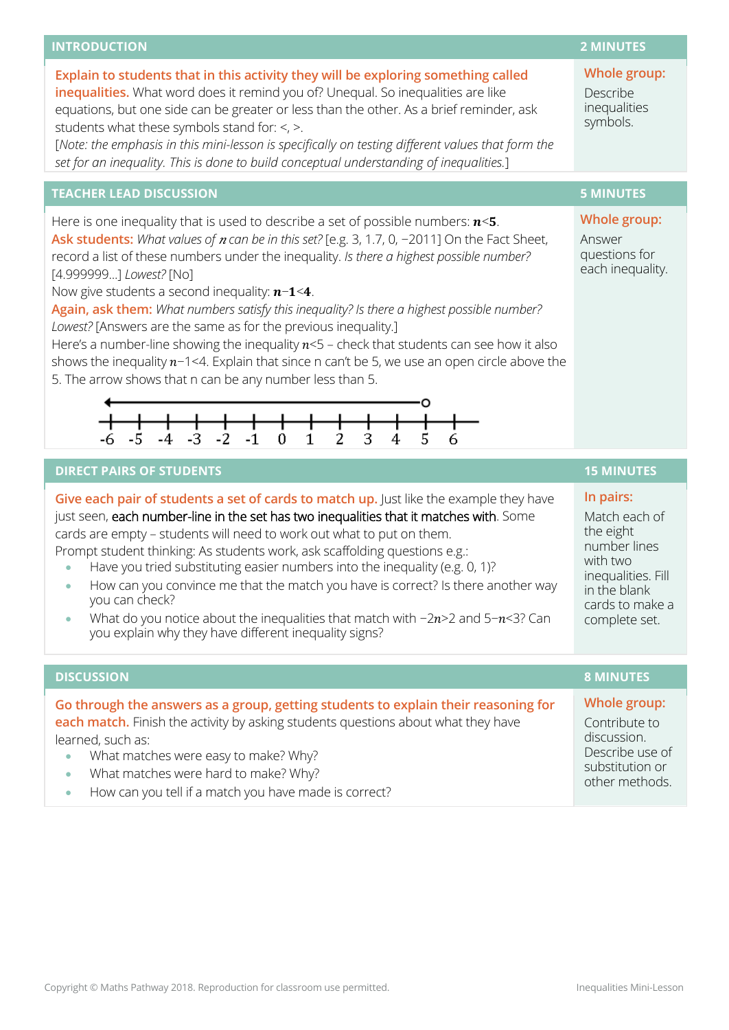## INTRODUCTION — 2 MINUTES

**Explain to students that in this activity they will be exploring something called inequalities.** What word does it remind you of? Unequal. So inequalities are like equations, but one side can be greater or less than the other. As a brief reminder, ask students what these symbols stand for: <, >.

[*Note: the emphasis in this mini-lesson is specifically on testing different values that form the set for an inequality. This is done to build conceptual understanding of inequalities.*]

**Whole group:** Describe inequalities symbols.

## TEACHER LEAD DISCUSSION — 5 MINUTES

Here is one inequality that is used to describe a set of possible numbers: $n<5$.

**Ask students:** *What values of $n$ can be in this set?* [e.g. 3, 1.7, 0, −2011] On the Fact Sheet, record a list of these numbers under the inequality. *Is there a highest possible number?* [4.999999...] *Lowest?* [No]

Now give students a second inequality: $n-1<4$.

**Again, ask them:** *What numbers satisfy this inequality? Is there a highest possible number? Lowest?* [Answers are the same as for the previous inequality.]

Here's a number-line showing the inequality $n<5$ – check that students can see how it also shows the inequality $n-1<4$. Explain that since n can't be 5, we use an open circle above the 5. The arrow shows that n can be any number less than 5.

-6 -5 -4 -3 -2 -1 0 1 2 3 4 5 6

**Whole group:** Answer questions for each inequality.

## DIRECT PAIRS OF STUDENTS — 15 MINUTES

**Give each pair of students a set of cards to match up.** Just like the example they have just seen, each number-line in the set has two inequalities that it matches with. Some cards are empty – students will need to work out what to put on them.

Prompt student thinking: As students work, ask scaffolding questions e.g.:

- Have you tried substituting easier numbers into the inequality (e.g. 0, 1)?
- How can you convince me that the match you have is correct? Is there another way you can check?
- What do you notice about the inequalities that match with $-2n>2$ and $5-n<3$? Can you explain why they have different inequality signs?

**In pairs:** Match each of the eight number lines with two inequalities. Fill in the blank cards to make a complete set.

## DISCUSSION — 8 MINUTES

**Go through the answers as a group, getting students to explain their reasoning for each match.** Finish the activity by asking students questions about what they have learned, such as:

- What matches were easy to make? Why?
- What matches were hard to make? Why?
- How can you tell if a match you have made is correct?

**Whole group:** Contribute to discussion. Describe use of substitution or other methods.